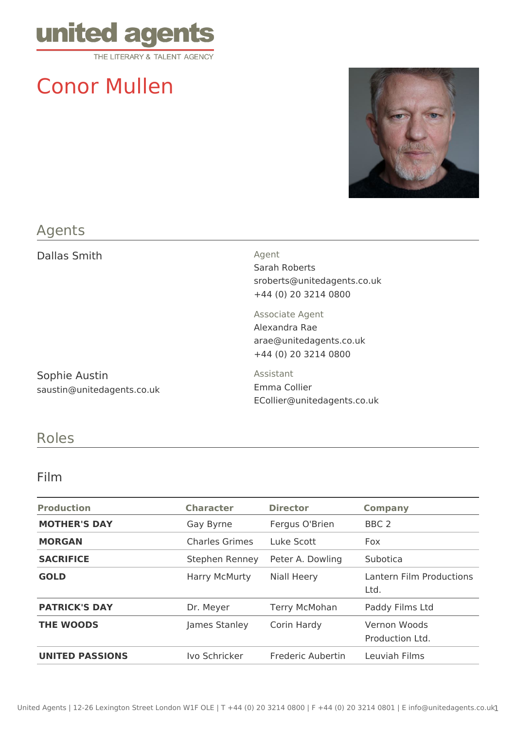united agents

THE LITERARY & TALENT AGENCY

# Conor Mullen

## Agents

Dallas Smith

Agent
Sarah Roberts
sroberts@unitedagents.co.uk
+44 (0) 20 3214 0800

Associate Agent
Alexandra Rae
arae@unitedagents.co.uk
+44 (0) 20 3214 0800

Sophie Austin
saustin@unitedagents.co.uk

Assistant
Emma Collier
ECollier@unitedagents.co.uk

## Roles

### Film

| Production | Character | Director | Company |
|---|---|---|---|
| **MOTHER'S DAY** | Gay Byrne | Fergus O'Brien | BBC 2 |
| **MORGAN** | Charles Grimes | Luke Scott | Fox |
| **SACRIFICE** | Stephen Renney | Peter A. Dowling | Subotica |
| **GOLD** | Harry McMurty | Niall Heery | Lantern Film Productions Ltd. |
| **PATRICK'S DAY** | Dr. Meyer | Terry McMohan | Paddy Films Ltd |
| **THE WOODS** | James Stanley | Corin Hardy | Vernon Woods Production Ltd. |
| **UNITED PASSIONS** | Ivo Schricker | Frederic Aubertin | Leuviah Films |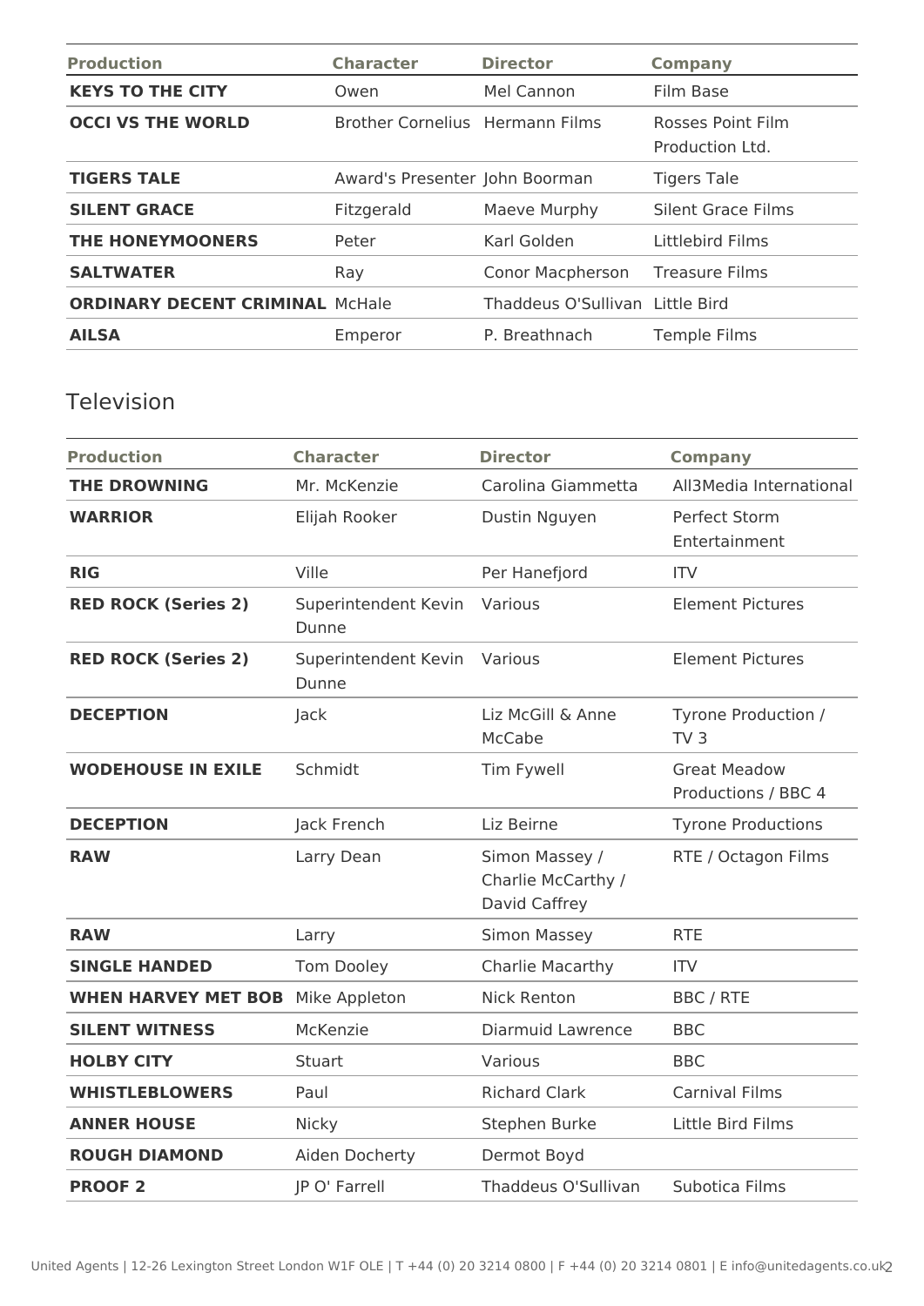| Production | Character | Director | Company |
|---|---|---|---|
| **KEYS TO THE CITY** | Owen | Mel Cannon | Film Base |
| **OCCI VS THE WORLD** | Brother Cornelius | Hermann Films | Rosses Point Film Production Ltd. |
| **TIGERS TALE** | Award's Presenter | John Boorman | Tigers Tale |
| **SILENT GRACE** | Fitzgerald | Maeve Murphy | Silent Grace Films |
| **THE HONEYMOONERS** | Peter | Karl Golden | Littlebird Films |
| **SALTWATER** | Ray | Conor Macpherson | Treasure Films |
| **ORDINARY DECENT CRIMINAL** | McHale | Thaddeus O'Sullivan | Little Bird |
| **AILSA** | Emperor | P. Breathnach | Temple Films |

## Television

| Production | Character | Director | Company |
|---|---|---|---|
| **THE DROWNING** | Mr. McKenzie | Carolina Giammetta | All3Media International |
| **WARRIOR** | Elijah Rooker | Dustin Nguyen | Perfect Storm Entertainment |
| **RIG** | Ville | Per Hanefjord | ITV |
| **RED ROCK (Series 2)** | Superintendent Kevin Dunne | Various | Element Pictures |
| **RED ROCK (Series 2)** | Superintendent Kevin Dunne | Various | Element Pictures |
| **DECEPTION** | Jack | Liz McGill & Anne McCabe | Tyrone Production / TV 3 |
| **WODEHOUSE IN EXILE** | Schmidt | Tim Fywell | Great Meadow Productions / BBC 4 |
| **DECEPTION** | Jack French | Liz Beirne | Tyrone Productions |
| **RAW** | Larry Dean | Simon Massey / Charlie McCarthy / David Caffrey | RTE / Octagon Films |
| **RAW** | Larry | Simon Massey | RTE |
| **SINGLE HANDED** | Tom Dooley | Charlie Macarthy | ITV |
| **WHEN HARVEY MET BOB** | Mike Appleton | Nick Renton | BBC / RTE |
| **SILENT WITNESS** | McKenzie | Diarmuid Lawrence | BBC |
| **HOLBY CITY** | Stuart | Various | BBC |
| **WHISTLEBLOWERS** | Paul | Richard Clark | Carnival Films |
| **ANNER HOUSE** | Nicky | Stephen Burke | Little Bird Films |
| **ROUGH DIAMOND** | Aiden Docherty | Dermot Boyd | |
| **PROOF 2** | JP O' Farrell | Thaddeus O'Sullivan | Subotica Films |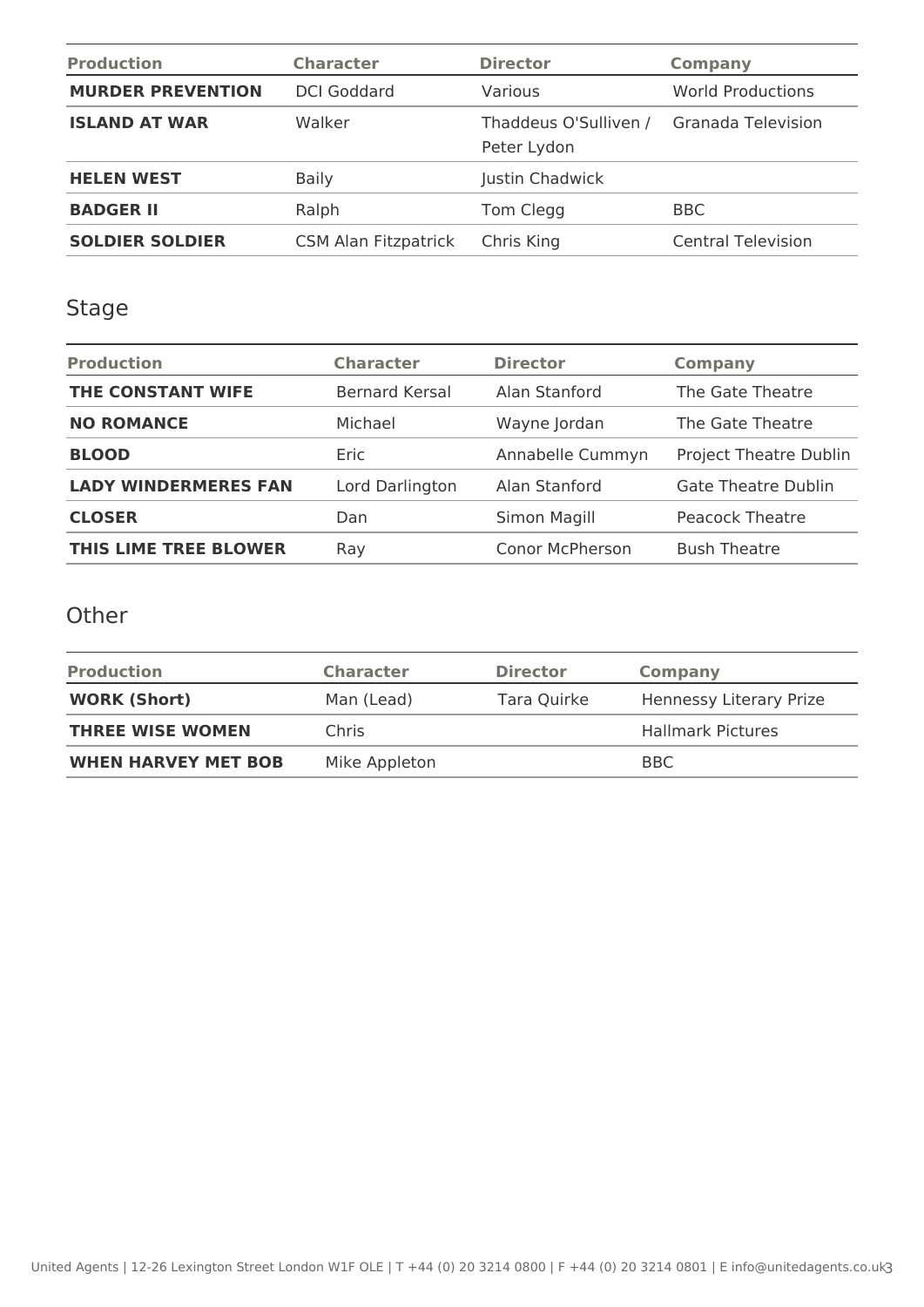| Production | Character | Director | Company |
| --- | --- | --- | --- |
| **MURDER PREVENTION** | DCI Goddard | Various | World Productions |
| **ISLAND AT WAR** | Walker | Thaddeus O'Sulliven / Peter Lydon | Granada Television |
| **HELEN WEST** | Baily | Justin Chadwick | |
| **BADGER II** | Ralph | Tom Clegg | BBC |
| **SOLDIER SOLDIER** | CSM Alan Fitzpatrick | Chris King | Central Television |

## Stage

| Production | Character | Director | Company |
| --- | --- | --- | --- |
| **THE CONSTANT WIFE** | Bernard Kersal | Alan Stanford | The Gate Theatre |
| **NO ROMANCE** | Michael | Wayne Jordan | The Gate Theatre |
| **BLOOD** | Eric | Annabelle Cummyn | Project Theatre Dublin |
| **LADY WINDERMERES FAN** | Lord Darlington | Alan Stanford | Gate Theatre Dublin |
| **CLOSER** | Dan | Simon Magill | Peacock Theatre |
| **THIS LIME TREE BLOWER** | Ray | Conor McPherson | Bush Theatre |

## Other

| Production | Character | Director | Company |
| --- | --- | --- | --- |
| **WORK (Short)** | Man (Lead) | Tara Quirke | Hennessy Literary Prize |
| **THREE WISE WOMEN** | Chris | | Hallmark Pictures |
| **WHEN HARVEY MET BOB** | Mike Appleton | | BBC |